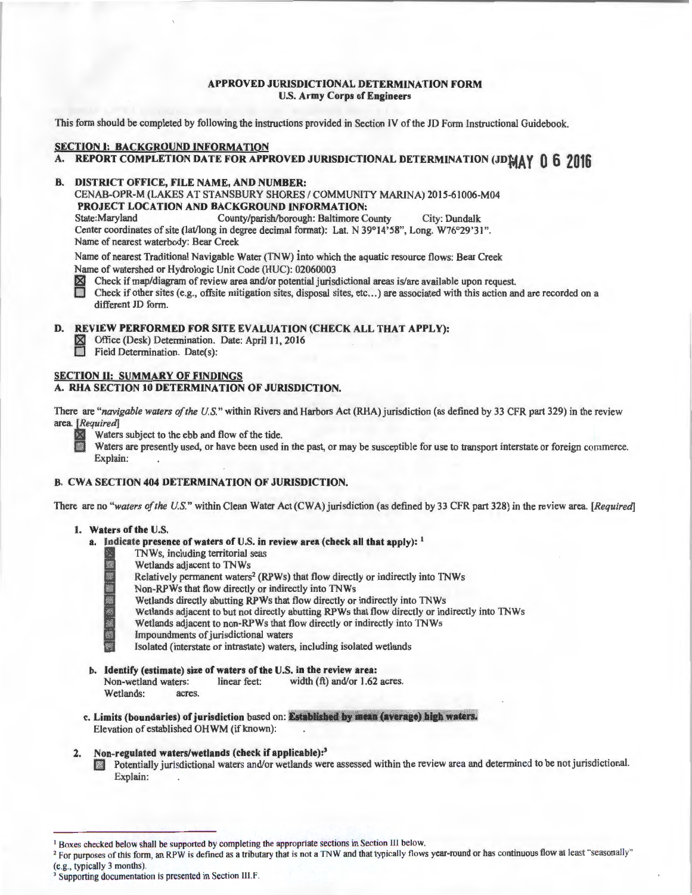## APPROVED JURISDICTIONAL DETERMINATION FORM
### U.S. Army Corps of Engineers

This form should be completed by following the instructions provided in Section IV of the JD Form Instructional Guidebook.

## SECTION I: BACKGROUND INFORMATION

**A. REPORT COMPLETION DATE FOR APPROVED JURISDICTIONAL DETERMINATION (JD): MAY 0 6 2016**

**B. DISTRICT OFFICE, FILE NAME, AND NUMBER:**
CENAB-OPR-M (LAKES AT STANSBURY SHORES / COMMUNITY MARINA) 2015-61006-M04

**PROJECT LOCATION AND BACKGROUND INFORMATION:**
State: Maryland County/parish/borough: Baltimore County City: Dundalk
Center coordinates of site (lat/long in degree decimal format): Lat. N 39°14'58", Long. W76°29'31".
Name of nearest waterbody: Bear Creek

Name of nearest Traditional Navigable Water (TNW) into which the aquatic resource flows: Bear Creek
Name of watershed or Hydrologic Unit Code (HUC): 02060003

☒ Check if map/diagram of review area and/or potential jurisdictional areas is/are available upon request.
☐ Check if other sites (e.g., offsite mitigation sites, disposal sites, etc…) are associated with this action and are recorded on a different JD form.

**D. REVIEW PERFORMED FOR SITE EVALUATION (CHECK ALL THAT APPLY):**
☒ Office (Desk) Determination. Date: April 11, 2016
☐ Field Determination. Date(s):

## SECTION II: SUMMARY OF FINDINGS

**A. RHA SECTION 10 DETERMINATION OF JURISDICTION.**

There are "*navigable waters of the U.S.*" within Rivers and Harbors Act (RHA) jurisdiction (as defined by 33 CFR part 329) in the review area. [*Required*]

☒ Waters subject to the ebb and flow of the tide.
☐ Waters are presently used, or have been used in the past, or may be susceptible for use to transport interstate or foreign commerce. Explain: .

**B. CWA SECTION 404 DETERMINATION OF JURISDICTION.**

There are no "*waters of the U.S.*" within Clean Water Act (CWA) jurisdiction (as defined by 33 CFR part 328) in the review area. [*Required*]

**1. Waters of the U.S.**

**a. Indicate presence of waters of U.S. in review area (check all that apply):** [1]

☐ TNWs, including territorial seas
☐ Wetlands adjacent to TNWs
☐ Relatively permanent waters[2] (RPWs) that flow directly or indirectly into TNWs
☐ Non-RPWs that flow directly or indirectly into TNWs
☐ Wetlands directly abutting RPWs that flow directly or indirectly into TNWs
☐ Wetlands adjacent to but not directly abutting RPWs that flow directly or indirectly into TNWs
☐ Wetlands adjacent to non-RPWs that flow directly or indirectly into TNWs
☐ Impoundments of jurisdictional waters
☐ Isolated (interstate or intrastate) waters, including isolated wetlands

**b. Identify (estimate) size of waters of the U.S. in the review area:**
Non-wetland waters: linear feet: width (ft) and/or 1.62 acres.
Wetlands: acres.

**c. Limits (boundaries) of jurisdiction** based on: **Established by mean (average) high waters.**
Elevation of established OHWM (if known): .

**2. Non-regulated waters/wetlands (check if applicable):**[3]
☐ Potentially jurisdictional waters and/or wetlands were assessed within the review area and determined to be not jurisdictional. Explain: .

---

[1] Boxes checked below shall be supported by completing the appropriate sections in Section III below.
[2] For purposes of this form, an RPW is defined as a tributary that is not a TNW and that typically flows year-round or has continuous flow at least "seasonally" (e.g., typically 3 months).
[3] Supporting documentation is presented in Section III.F.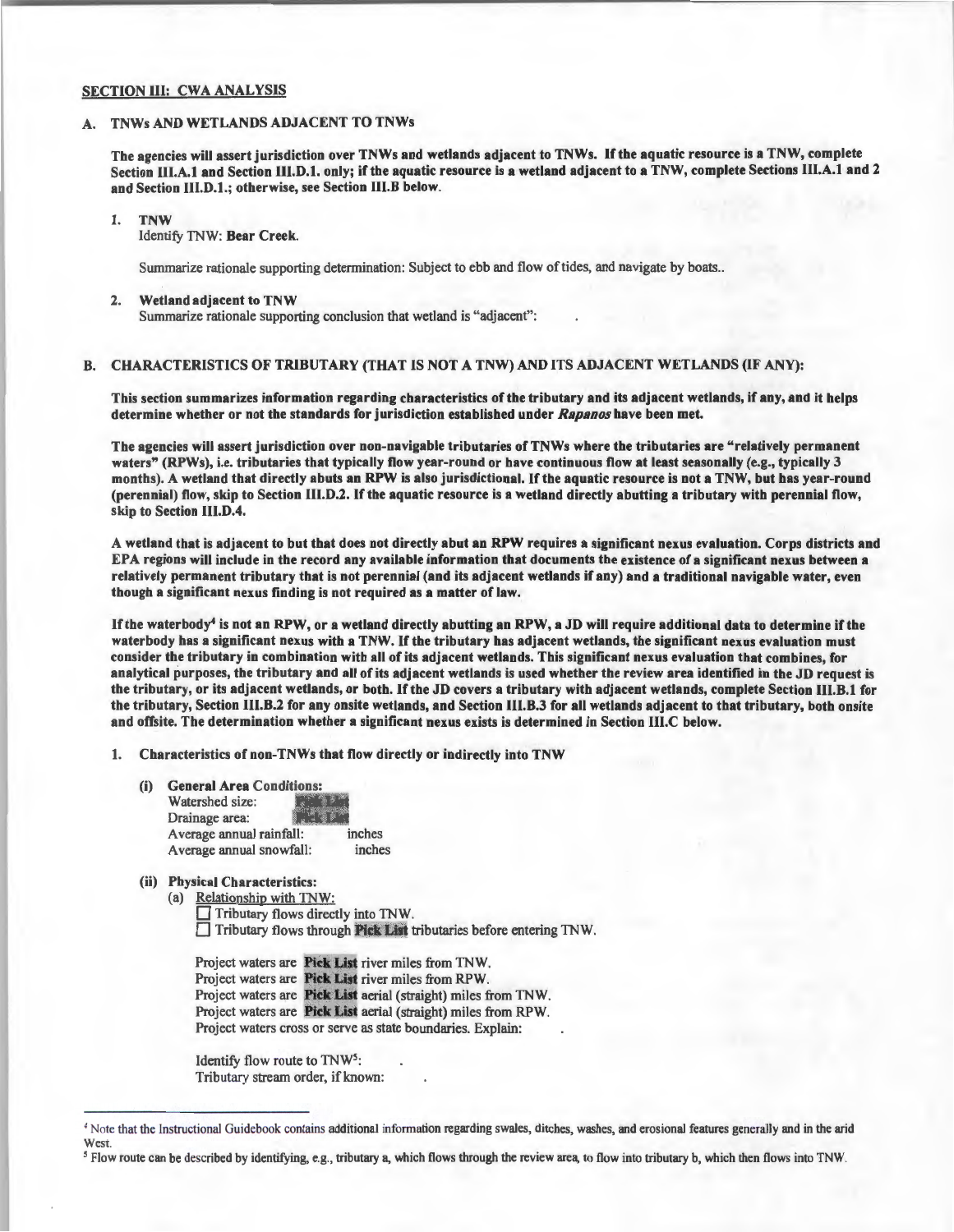## SECTION III: CWA ANALYSIS

### A. TNWs AND WETLANDS ADJACENT TO TNWs

**The agencies will assert jurisdiction over TNWs and wetlands adjacent to TNWs. If the aquatic resource is a TNW, complete Section III.A.1 and Section III.D.1. only; if the aquatic resource is a wetland adjacent to a TNW, complete Sections III.A.1 and 2 and Section III.D.1.; otherwise, see Section III.B below.**

1. **TNW**
   Identify TNW: **Bear Creek.**

   Summarize rationale supporting determination: Subject to ebb and flow of tides, and navigate by boats..

2. **Wetland adjacent to TNW**
   Summarize rationale supporting conclusion that wetland is "adjacent": .

### B. CHARACTERISTICS OF TRIBUTARY (THAT IS NOT A TNW) AND ITS ADJACENT WETLANDS (IF ANY):

**This section summarizes information regarding characteristics of the tributary and its adjacent wetlands, if any, and it helps determine whether or not the standards for jurisdiction established under *Rapanos* have been met.**

**The agencies will assert jurisdiction over non-navigable tributaries of TNWs where the tributaries are "relatively permanent waters" (RPWs), i.e. tributaries that typically flow year-round or have continuous flow at least seasonally (e.g., typically 3 months). A wetland that directly abuts an RPW is also jurisdictional. If the aquatic resource is not a TNW, but has year-round (perennial) flow, skip to Section III.D.2. If the aquatic resource is a wetland directly abutting a tributary with perennial flow, skip to Section III.D.4.**

**A wetland that is adjacent to but that does not directly abut an RPW requires a significant nexus evaluation. Corps districts and EPA regions will include in the record any available information that documents the existence of a significant nexus between a relatively permanent tributary that is not perennial (and its adjacent wetlands if any) and a traditional navigable water, even though a significant nexus finding is not required as a matter of law.**

**If the waterbody[4] is not an RPW, or a wetland directly abutting an RPW, a JD will require additional data to determine if the waterbody has a significant nexus with a TNW. If the tributary has adjacent wetlands, the significant nexus evaluation must consider the tributary in combination with all of its adjacent wetlands. This significant nexus evaluation that combines, for analytical purposes, the tributary and all of its adjacent wetlands is used whether the review area identified in the JD request is the tributary, or its adjacent wetlands, or both. If the JD covers a tributary with adjacent wetlands, complete Section III.B.1 for the tributary, Section III.B.2 for any onsite wetlands, and Section III.B.3 for all wetlands adjacent to that tributary, both onsite and offsite. The determination whether a significant nexus exists is determined in Section III.C below.**

1. **Characteristics of non-TNWs that flow directly or indirectly into TNW**

   (i) **General Area Conditions:**
   Watershed size: Pick List
   Drainage area: Pick List
   Average annual rainfall: inches
   Average annual snowfall: inches

   (ii) **Physical Characteristics:**
   (a) Relationship with TNW:
   ☐ Tributary flows directly into TNW.
   ☐ Tributary flows through **Pick List** tributaries before entering TNW.

   Project waters are **Pick List** river miles from TNW.
   Project waters are **Pick List** river miles from RPW.
   Project waters are **Pick List** aerial (straight) miles from TNW.
   Project waters are **Pick List** aerial (straight) miles from RPW.
   Project waters cross or serve as state boundaries. Explain: .

   Identify flow route to TNW[5]: .
   Tributary stream order, if known: .

---

[4] Note that the Instructional Guidebook contains additional information regarding swales, ditches, washes, and erosional features generally and in the arid West.

[5] Flow route can be described by identifying, e.g., tributary a, which flows through the review area, to flow into tributary b, which then flows into TNW.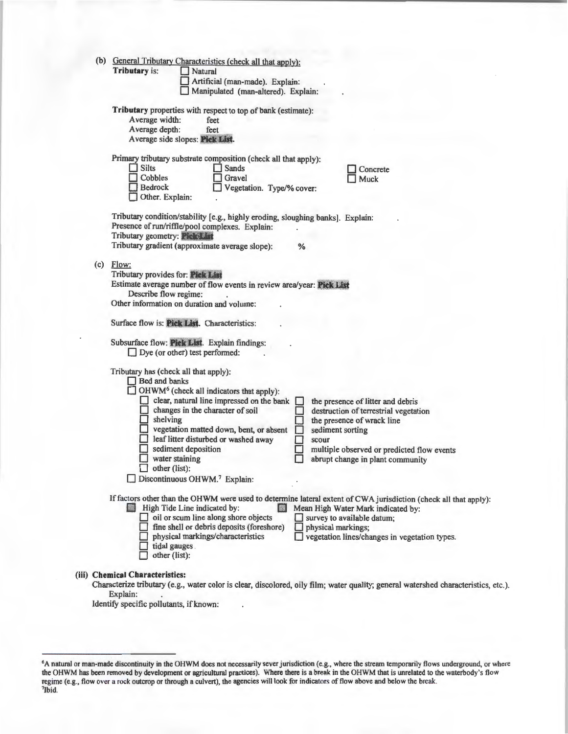(b) General Tributary Characteristics (check all that apply):

**Tributary** is: ☐ Natural
☐ Artificial (man-made). Explain: .
☐ Manipulated (man-altered). Explain: .

**Tributary** properties with respect to top of bank (estimate):
Average width: feet
Average depth: feet
Average side slopes: **Pick List**.

Primary tributary substrate composition (check all that apply):

☐ Silts ☐ Sands ☐ Concrete
☐ Cobbles ☐ Gravel ☐ Muck
☐ Bedrock ☐ Vegetation. Type/% cover:
☐ Other. Explain: .

Tributary condition/stability [e.g., highly eroding, sloughing banks]. Explain: .
Presence of run/riffle/pool complexes. Explain: .
Tributary geometry: **Pick List**
Tributary gradient (approximate average slope): %

(c) Flow:

Tributary provides for: **Pick List**
Estimate average number of flow events in review area/year: **Pick List**
Describe flow regime: .
Other information on duration and volume: .

Surface flow is: **Pick List**. Characteristics: .

Subsurface flow: **Pick List**. Explain findings: .
☐ Dye (or other) test performed: .

Tributary has (check all that apply):
☐ Bed and banks
☐ OHWM[6] (check all indicators that apply):
☐ clear, natural line impressed on the bank
☐ changes in the character of soil
☐ shelving
☐ vegetation matted down, bent, or absent
☐ leaf litter disturbed or washed away
☐ sediment deposition
☐ water staining
☐ other (list):
☐ the presence of litter and debris
☐ destruction of terrestrial vegetation
☐ the presence of wrack line
☐ sediment sorting
☐ scour
☐ multiple observed or predicted flow events
☐ abrupt change in plant community
☐ Discontinuous OHWM.[7] Explain: .

If factors other than the OHWM were used to determine lateral extent of CWA jurisdiction (check all that apply):
☐ High Tide Line indicated by:
☐ oil or scum line along shore objects
☐ fine shell or debris deposits (foreshore)
☐ physical markings/characteristics
☐ tidal gauges
☐ other (list):
☐ Mean High Water Mark indicated by:
☐ survey to available datum;
☐ physical markings;
☐ vegetation lines/changes in vegetation types.

**(iii) Chemical Characteristics:**

Characterize tributary (e.g., water color is clear, discolored, oily film; water quality; general watershed characteristics, etc.). Explain: .
Identify specific pollutants, if known: .

---

[6]A natural or man-made discontinuity in the OHWM does not necessarily sever jurisdiction (e.g., where the stream temporarily flows underground, or where the OHWM has been removed by development or agricultural practices). Where there is a break in the OHWM that is unrelated to the waterbody's flow regime (e.g., flow over a rock outcrop or through a culvert), the agencies will look for indicators of flow above and below the break.
[7]Ibid.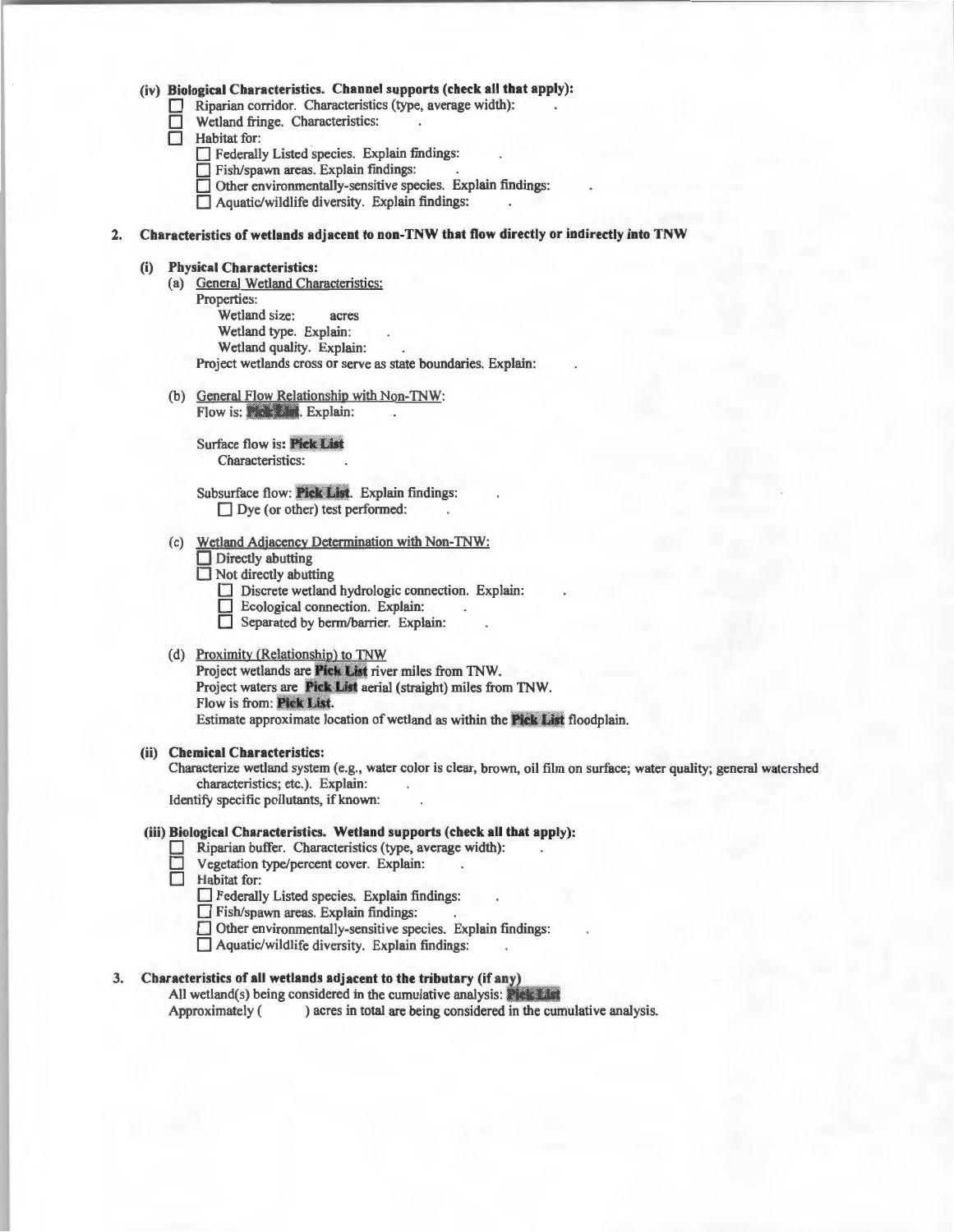**(iv) Biological Characteristics. Channel supports (check all that apply):**

- ☐ Riparian corridor. Characteristics (type, average width): .
- ☐ Wetland fringe. Characteristics: .
- ☐ Habitat for:
  - ☐ Federally Listed species. Explain findings: .
  - ☐ Fish/spawn areas. Explain findings: .
  - ☐ Other environmentally-sensitive species. Explain findings: .
  - ☐ Aquatic/wildlife diversity. Explain findings: .

**2. Characteristics of wetlands adjacent to non-TNW that flow directly or indirectly into TNW**

**(i) Physical Characteristics:**

(a) General Wetland Characteristics:

Properties:

Wetland size: acres

Wetland type. Explain: .

Wetland quality. Explain: .

Project wetlands cross or serve as state boundaries. Explain: .

(b) General Flow Relationship with Non-TNW:

Flow is: **Pick List**. Explain: .

Surface flow is: **Pick List**

Characteristics: .

Subsurface flow: **Pick List**. Explain findings: .

☐ Dye (or other) test performed: .

(c) Wetland Adjacency Determination with Non-TNW:

- ☐ Directly abutting
- ☐ Not directly abutting
  - ☐ Discrete wetland hydrologic connection. Explain: .
  - ☐ Ecological connection. Explain: .
  - ☐ Separated by berm/barrier. Explain: .

(d) Proximity (Relationship) to TNW

Project wetlands are **Pick List** river miles from TNW.

Project waters are **Pick List** aerial (straight) miles from TNW.

Flow is from: **Pick List**.

Estimate approximate location of wetland as within the **Pick List** floodplain.

**(ii) Chemical Characteristics:**

Characterize wetland system (e.g., water color is clear, brown, oil film on surface; water quality; general watershed characteristics; etc.). Explain: .

Identify specific pollutants, if known: .

**(iii) Biological Characteristics. Wetland supports (check all that apply):**

- ☐ Riparian buffer. Characteristics (type, average width): .
- ☐ Vegetation type/percent cover. Explain: .
- ☐ Habitat for:
  - ☐ Federally Listed species. Explain findings: .
  - ☐ Fish/spawn areas. Explain findings: .
  - ☐ Other environmentally-sensitive species. Explain findings: .
  - ☐ Aquatic/wildlife diversity. Explain findings: .

**3. Characteristics of all wetlands adjacent to the tributary (if any)**

All wetland(s) being considered in the cumulative analysis: **Pick List**

Approximately ( ) acres in total are being considered in the cumulative analysis.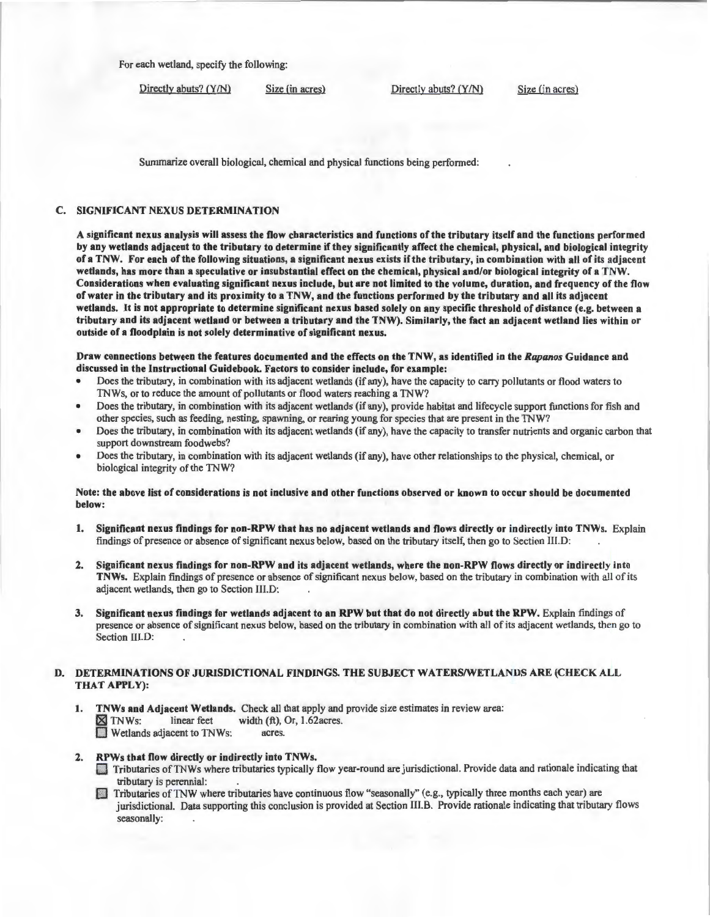For each wetland, specify the following:

| Directly abuts? (Y/N) | Size (in acres) | Directly abuts? (Y/N) | Size (in acres) |
|---|---|---|---|

Summarize overall biological, chemical and physical functions being performed: .

## C. SIGNIFICANT NEXUS DETERMINATION

**A significant nexus analysis will assess the flow characteristics and functions of the tributary itself and the functions performed by any wetlands adjacent to the tributary to determine if they significantly affect the chemical, physical, and biological integrity of a TNW. For each of the following situations, a significant nexus exists if the tributary, in combination with all of its adjacent wetlands, has more than a speculative or insubstantial effect on the chemical, physical and/or biological integrity of a TNW. Considerations when evaluating significant nexus include, but are not limited to the volume, duration, and frequency of the flow of water in the tributary and its proximity to a TNW, and the functions performed by the tributary and all its adjacent wetlands. It is not appropriate to determine significant nexus based solely on any specific threshold of distance (e.g. between a tributary and its adjacent wetland or between a tributary and the TNW). Similarly, the fact an adjacent wetland lies within or outside of a floodplain is not solely determinative of significant nexus.**

**Draw connections between the features documented and the effects on the TNW, as identified in the *Rapanos* Guidance and discussed in the Instructional Guidebook. Factors to consider include, for example:**

- Does the tributary, in combination with its adjacent wetlands (if any), have the capacity to carry pollutants or flood waters to TNWs, or to reduce the amount of pollutants or flood waters reaching a TNW?
- Does the tributary, in combination with its adjacent wetlands (if any), provide habitat and lifecycle support functions for fish and other species, such as feeding, nesting, spawning, or rearing young for species that are present in the TNW?
- Does the tributary, in combination with its adjacent wetlands (if any), have the capacity to transfer nutrients and organic carbon that support downstream foodwebs?
- Does the tributary, in combination with its adjacent wetlands (if any), have other relationships to the physical, chemical, or biological integrity of the TNW?

**Note: the above list of considerations is not inclusive and other functions observed or known to occur should be documented below:**

1. **Significant nexus findings for non-RPW that has no adjacent wetlands and flows directly or indirectly into TNWs.** Explain findings of presence or absence of significant nexus below, based on the tributary itself, then go to Section III.D: .

2. **Significant nexus findings for non-RPW and its adjacent wetlands, where the non-RPW flows directly or indirectly into TNWs.** Explain findings of presence or absence of significant nexus below, based on the tributary in combination with all of its adjacent wetlands, then go to Section III.D: .

3. **Significant nexus findings for wetlands adjacent to an RPW but that do not directly abut the RPW.** Explain findings of presence or absence of significant nexus below, based on the tributary in combination with all of its adjacent wetlands, then go to Section III.D: .

## D. DETERMINATIONS OF JURISDICTIONAL FINDINGS. THE SUBJECT WATERS/WETLANDS ARE (CHECK ALL THAT APPLY):

1. **TNWs and Adjacent Wetlands.** Check all that apply and provide size estimates in review area:
   - ☒ TNWs: linear feet width (ft), Or, 1.62acres.
   - ☐ Wetlands adjacent to TNWs: acres.

2. **RPWs that flow directly or indirectly into TNWs.**
   - ☐ Tributaries of TNWs where tributaries typically flow year-round are jurisdictional. Provide data and rationale indicating that tributary is perennial: .
   - ☐ Tributaries of TNW where tributaries have continuous flow "seasonally" (e.g., typically three months each year) are jurisdictional. Data supporting this conclusion is provided at Section III.B. Provide rationale indicating that tributary flows seasonally: .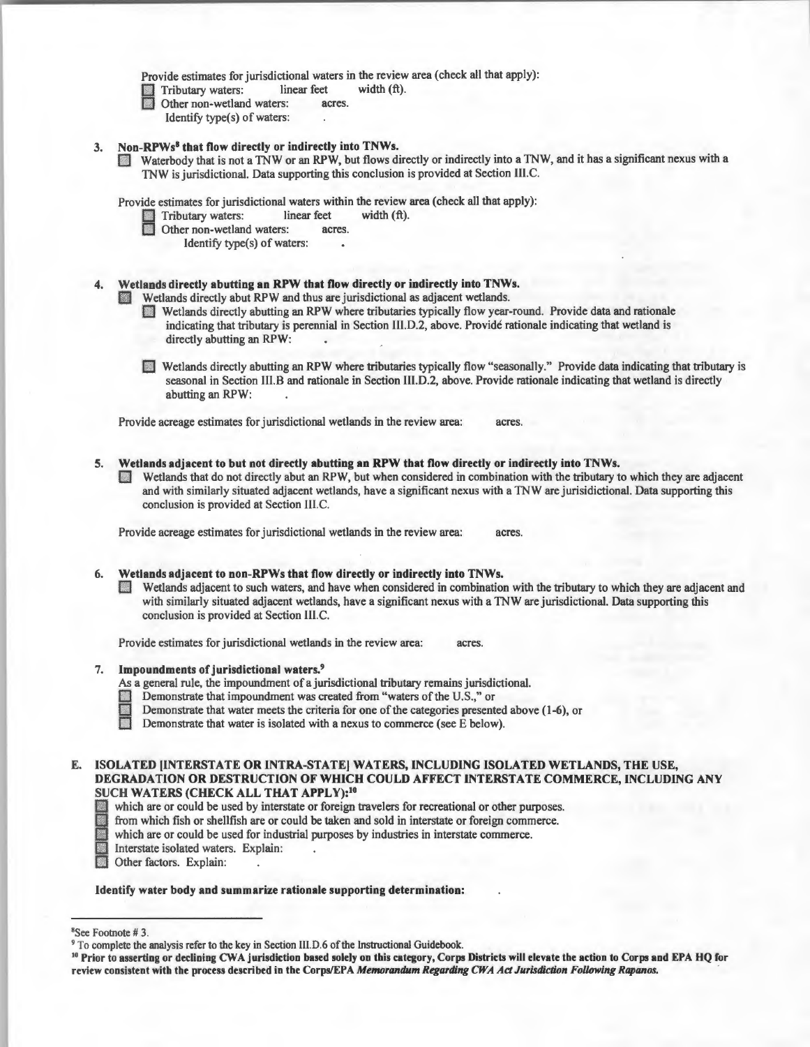Provide estimates for jurisdictional waters in the review area (check all that apply):

- Tributary waters: linear feet width (ft).
- Other non-wetland waters: acres.
  - Identify type(s) of waters: .

3. **Non-RPWs[8] that flow directly or indirectly into TNWs.**
   - Waterbody that is not a TNW or an RPW, but flows directly or indirectly into a TNW, and it has a significant nexus with a TNW is jurisdictional. Data supporting this conclusion is provided at Section III.C.

   Provide estimates for jurisdictional waters within the review area (check all that apply):
   - Tributary waters: linear feet width (ft).
   - Other non-wetland waters: acres.
     - Identify type(s) of waters: .

4. **Wetlands directly abutting an RPW that flow directly or indirectly into TNWs.**
   - Wetlands directly abut RPW and thus are jurisdictional as adjacent wetlands.
     - Wetlands directly abutting an RPW where tributaries typically flow year-round. Provide data and rationale indicating that tributary is perennial in Section III.D.2, above. Provide rationale indicating that wetland is directly abutting an RPW: .
     - Wetlands directly abutting an RPW where tributaries typically flow "seasonally." Provide data indicating that tributary is seasonal in Section III.B and rationale in Section III.D.2, above. Provide rationale indicating that wetland is directly abutting an RPW: .

   Provide acreage estimates for jurisdictional wetlands in the review area: acres.

5. **Wetlands adjacent to but not directly abutting an RPW that flow directly or indirectly into TNWs.**
   - Wetlands that do not directly abut an RPW, but when considered in combination with the tributary to which they are adjacent and with similarly situated adjacent wetlands, have a significant nexus with a TNW are jurisidictional. Data supporting this conclusion is provided at Section III.C.

   Provide acreage estimates for jurisdictional wetlands in the review area: acres.

6. **Wetlands adjacent to non-RPWs that flow directly or indirectly into TNWs.**
   - Wetlands adjacent to such waters, and have when considered in combination with the tributary to which they are adjacent and with similarly situated adjacent wetlands, have a significant nexus with a TNW are jurisdictional. Data supporting this conclusion is provided at Section III.C.

   Provide estimates for jurisdictional wetlands in the review area: acres.

7. **Impoundments of jurisdictional waters.[9]**

   As a general rule, the impoundment of a jurisdictional tributary remains jurisdictional.
   - Demonstrate that impoundment was created from "waters of the U.S.," or
   - Demonstrate that water meets the criteria for one of the categories presented above (1-6), or
   - Demonstrate that water is isolated with a nexus to commerce (see E below).

## E. ISOLATED [INTERSTATE OR INTRA-STATE] WATERS, INCLUDING ISOLATED WETLANDS, THE USE, DEGRADATION OR DESTRUCTION OF WHICH COULD AFFECT INTERSTATE COMMERCE, INCLUDING ANY SUCH WATERS (CHECK ALL THAT APPLY):[10]

- which are or could be used by interstate or foreign travelers for recreational or other purposes.
- from which fish or shellfish are or could be taken and sold in interstate or foreign commerce.
- which are or could be used for industrial purposes by industries in interstate commerce.
- Interstate isolated waters. Explain: .
- Other factors. Explain: .

**Identify water body and summarize rationale supporting determination:** .

---

[8] See Footnote # 3.

[9] To complete the analysis refer to the key in Section III.D.6 of the Instructional Guidebook.

[10] **Prior to asserting or declining CWA jurisdiction based solely on this category, Corps Districts will elevate the action to Corps and EPA HQ for review consistent with the process described in the Corps/EPA *Memorandum Regarding CWA Act Jurisdiction Following Rapanos.***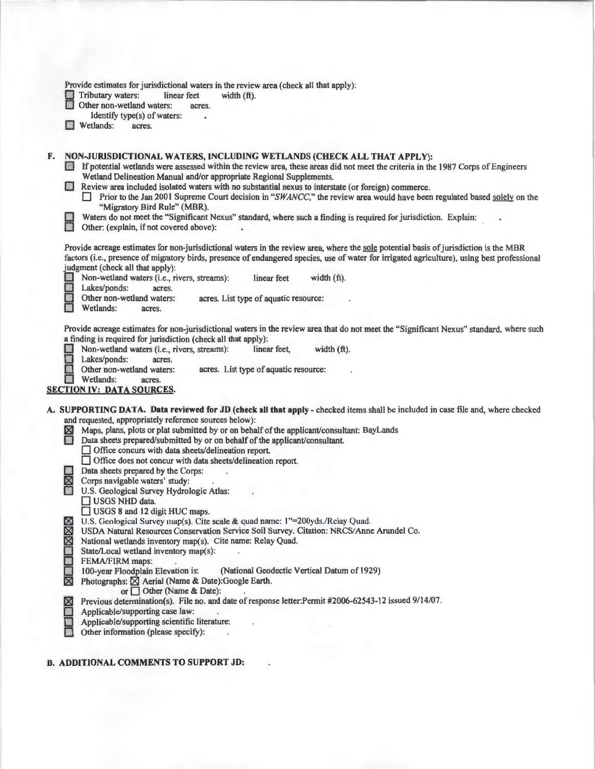Provide estimates for jurisdictional waters in the review area (check all that apply):

- ☐ Tributary waters: linear feet width (ft).
- ☐ Other non-wetland waters: acres.
  - Identify type(s) of waters: .
- ☐ Wetlands: acres.

**F. NON-JURISDICTIONAL WATERS, INCLUDING WETLANDS (CHECK ALL THAT APPLY):**

- ☐ If potential wetlands were assessed within the review area, these areas did not meet the criteria in the 1987 Corps of Engineers Wetland Delineation Manual and/or appropriate Regional Supplements.
- ☐ Review area included isolated waters with no substantial nexus to interstate (or foreign) commerce.
  - ☐ Prior to the Jan 2001 Supreme Court decision in "*SWANCC*," the review area would have been regulated based solely on the "Migratory Bird Rule" (MBR).
- ☐ Waters do not meet the "Significant Nexus" standard, where such a finding is required for jurisdiction. Explain: .
- ☐ Other: (explain, if not covered above): .

Provide acreage estimates for non-jurisdictional waters in the review area, where the sole potential basis of jurisdiction is the MBR factors (i.e., presence of migratory birds, presence of endangered species, use of water for irrigated agriculture), using best professional judgment (check all that apply):

- ☐ Non-wetland waters (i.e., rivers, streams): linear feet width (ft).
- ☐ Lakes/ponds: acres.
- ☐ Other non-wetland waters: acres. List type of aquatic resource: .
- ☐ Wetlands: acres.

Provide acreage estimates for non-jurisdictional waters in the review area that do not meet the "Significant Nexus" standard, where such a finding is required for jurisdiction (check all that apply):

- ☐ Non-wetland waters (i.e., rivers, streams): linear feet, width (ft).
- ☐ Lakes/ponds: acres.
- ☐ Other non-wetland waters: acres. List type of aquatic resource: .
- ☐ Wetlands: acres.

## SECTION IV: DATA SOURCES.

**A. SUPPORTING DATA. Data reviewed for JD (check all that apply** - checked items shall be included in case file and, where checked and requested, appropriately reference sources below):

- ☒ Maps, plans, plots or plat submitted by or on behalf of the applicant/consultant: BayLands
- ☐ Data sheets prepared/submitted by or on behalf of the applicant/consultant.
  - ☐ Office concurs with data sheets/delineation report.
  - ☐ Office does not concur with data sheets/delineation report.
- ☐ Data sheets prepared by the Corps: .
- ☒ Corps navigable waters' study: .
- ☐ U.S. Geological Survey Hydrologic Atlas: .
  - ☐ USGS NHD data.
  - ☐ USGS 8 and 12 digit HUC maps.
- ☒ U.S. Geological Survey map(s). Cite scale & quad name: 1"=200yds./Relay Quad.
- ☒ USDA Natural Resources Conservation Service Soil Survey. Citation: NRCS/Anne Arundel Co.
- ☒ National wetlands inventory map(s). Cite name: Relay Quad.
- ☐ State/Local wetland inventory map(s): .
- ☐ FEMA/FIRM maps: .
- ☐ 100-year Floodplain Elevation is: (National Geodectic Vertical Datum of 1929)
- ☒ Photographs: ☒ Aerial (Name & Date):Google Earth.
  - or ☐ Other (Name & Date): .
- ☒ Previous determination(s). File no. and date of response letter:Permit #2006-62543-12 issued 9/14/07.
- ☐ Applicable/supporting case law: .
- ☐ Applicable/supporting scientific literature: .
- ☐ Other information (please specify): .

**B. ADDITIONAL COMMENTS TO SUPPORT JD:** .